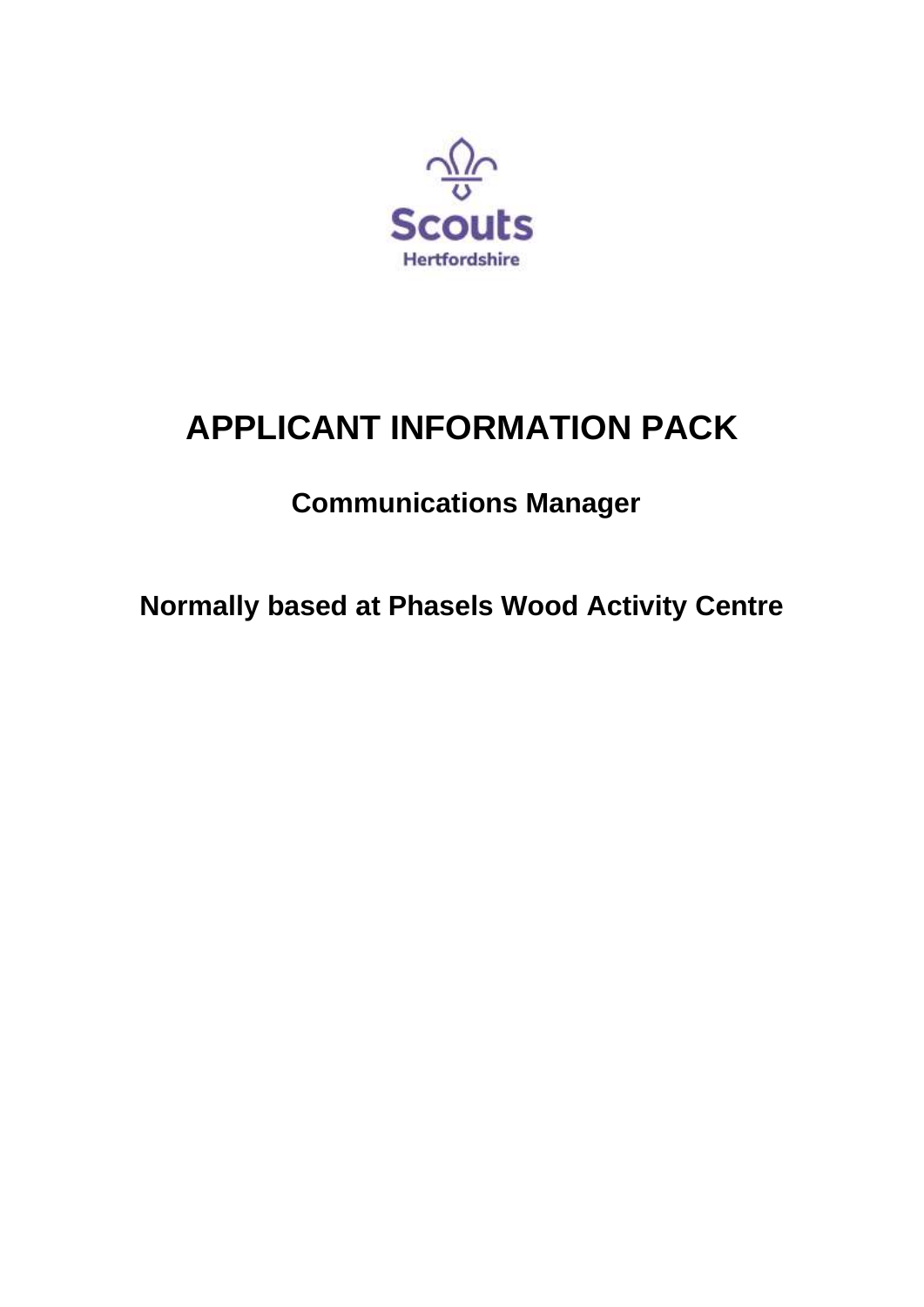Scouts

Hertfordshire

# APPLICANT INFORMATION PACK

## Communications Manager

## Normally based at Phasels Wood Activity Centre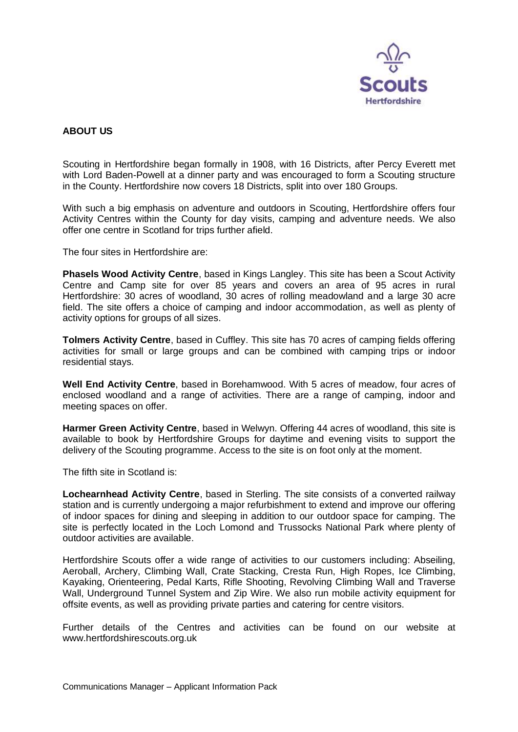## ABOUT US

Scouting in Hertfordshire began formally in 1908, with 16 Districts, after Percy Everett met with Lord Baden-Powell at a dinner party and was encouraged to form a Scouting structure in the County. Hertfordshire now covers 18 Districts, split into over 180 Groups.

With such a big emphasis on adventure and outdoors in Scouting, Hertfordshire offers four Activity Centres within the County for day visits, camping and adventure needs. We also offer one centre in Scotland for trips further afield.

The four sites in Hertfordshire are:

**Phasels Wood Activity Centre**, based in Kings Langley. This site has been a Scout Activity Centre and Camp site for over 85 years and covers an area of 95 acres in rural Hertfordshire: 30 acres of woodland, 30 acres of rolling meadowland and a large 30 acre field. The site offers a choice of camping and indoor accommodation, as well as plenty of activity options for groups of all sizes.

**Tolmers Activity Centre**, based in Cuffley. This site has 70 acres of camping fields offering activities for small or large groups and can be combined with camping trips or indoor residential stays.

**Well End Activity Centre**, based in Borehamwood. With 5 acres of meadow, four acres of enclosed woodland and a range of activities. There are a range of camping, indoor and meeting spaces on offer.

**Harmer Green Activity Centre**, based in Welwyn. Offering 44 acres of woodland, this site is available to book by Hertfordshire Groups for daytime and evening visits to support the delivery of the Scouting programme. Access to the site is on foot only at the moment.

The fifth site in Scotland is:

**Lochearnhead Activity Centre**, based in Sterling. The site consists of a converted railway station and is currently undergoing a major refurbishment to extend and improve our offering of indoor spaces for dining and sleeping in addition to our outdoor space for camping. The site is perfectly located in the Loch Lomond and Trussocks National Park where plenty of outdoor activities are available.

Hertfordshire Scouts offer a wide range of activities to our customers including: Abseiling, Aeroball, Archery, Climbing Wall, Crate Stacking, Cresta Run, High Ropes, Ice Climbing, Kayaking, Orienteering, Pedal Karts, Rifle Shooting, Revolving Climbing Wall and Traverse Wall, Underground Tunnel System and Zip Wire. We also run mobile activity equipment for offsite events, as well as providing private parties and catering for centre visitors.

Further details of the Centres and activities can be found on our website at www.hertfordshirescouts.org.uk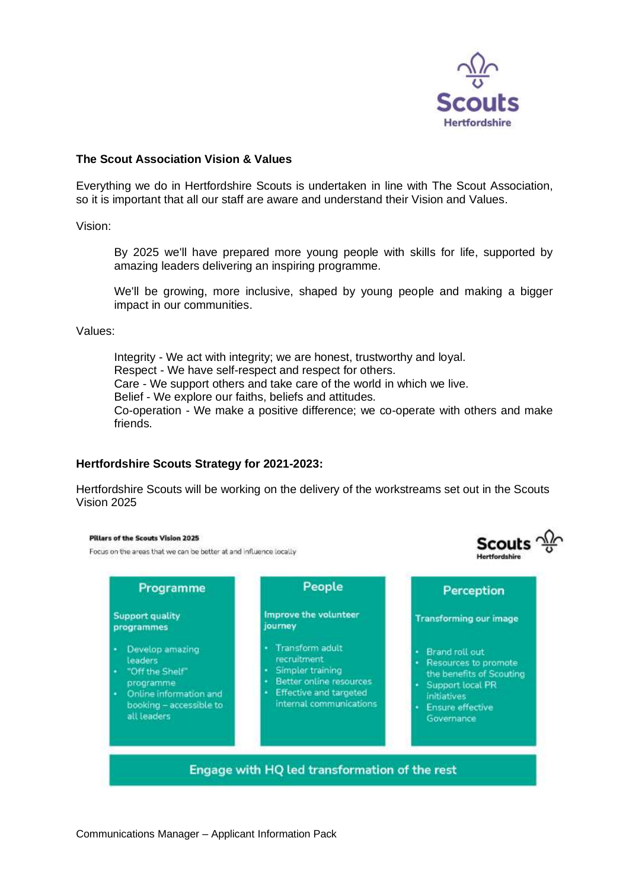### The Scout Association Vision & Values

Everything we do in Hertfordshire Scouts is undertaken in line with The Scout Association, so it is important that all our staff are aware and understand their Vision and Values.

Vision:

> By 2025 we'll have prepared more young people with skills for life, supported by amazing leaders delivering an inspiring programme.
>
> We'll be growing, more inclusive, shaped by young people and making a bigger impact in our communities.

Values:

> Integrity - We act with integrity; we are honest, trustworthy and loyal.
> Respect - We have self-respect and respect for others.
> Care - We support others and take care of the world in which we live.
> Belief - We explore our faiths, beliefs and attitudes.
> Co-operation - We make a positive difference; we co-operate with others and make friends.

### Hertfordshire Scouts Strategy for 2021-2023:

Hertfordshire Scouts will be working on the delivery of the workstreams set out in the Scouts Vision 2025

**Pillars of the Scouts Vision 2025**

Focus on the areas that we can be better at and influence locally

| Programme | People | Perception |
|---|---|---|
| **Support quality programmes** | **Improve the volunteer journey** | **Transforming our image** |
| • Develop amazing leaders<br>• "Off the Shelf" programme<br>• Online information and booking – accessible to all leaders | • Transform adult recruitment<br>• Simpler training<br>• Better online resources<br>• Effective and targeted internal communications | • Brand roll out<br>• Resources to promote the benefits of Scouting<br>• Support local PR initiatives<br>• Ensure effective Governance |

**Engage with HQ led transformation of the rest**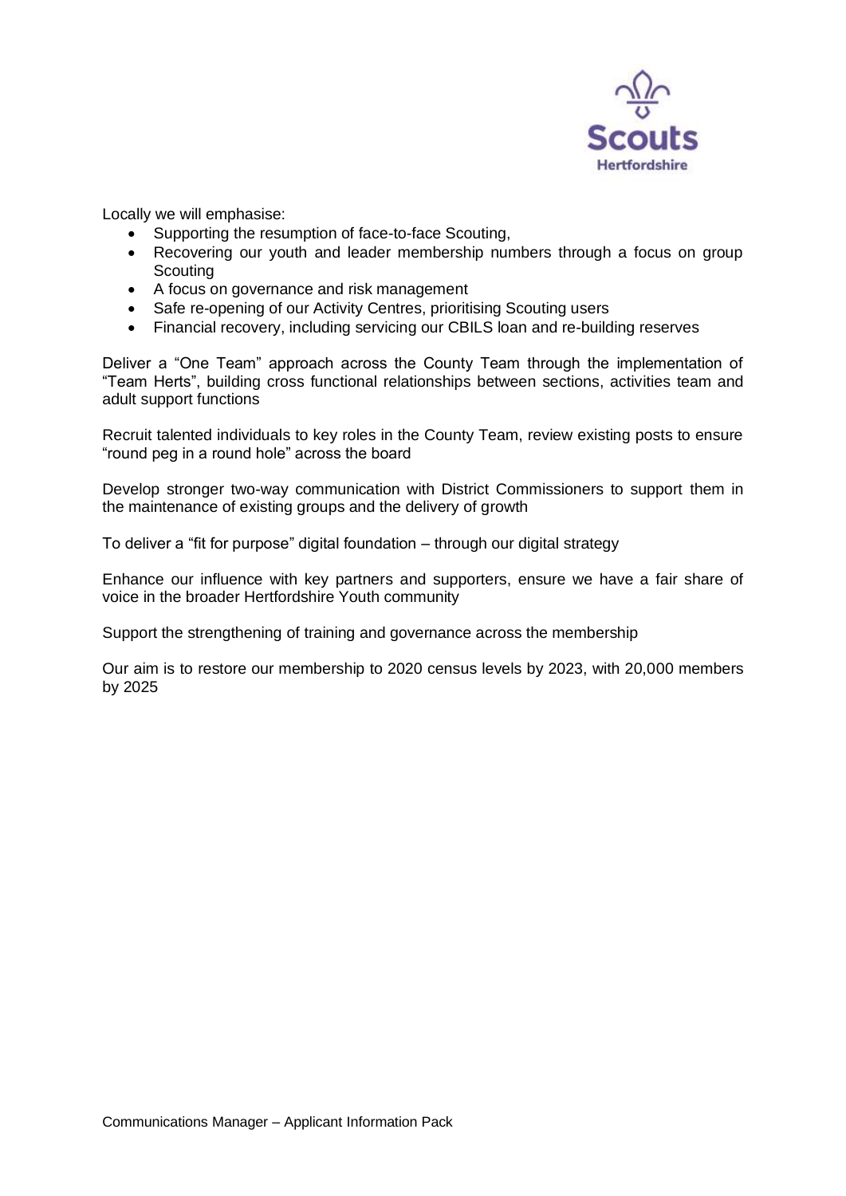Locally we will emphasise:

- Supporting the resumption of face-to-face Scouting,
- Recovering our youth and leader membership numbers through a focus on group Scouting
- A focus on governance and risk management
- Safe re-opening of our Activity Centres, prioritising Scouting users
- Financial recovery, including servicing our CBILS loan and re-building reserves

Deliver a "One Team" approach across the County Team through the implementation of "Team Herts", building cross functional relationships between sections, activities team and adult support functions

Recruit talented individuals to key roles in the County Team, review existing posts to ensure "round peg in a round hole" across the board

Develop stronger two-way communication with District Commissioners to support them in the maintenance of existing groups and the delivery of growth

To deliver a "fit for purpose" digital foundation – through our digital strategy

Enhance our influence with key partners and supporters, ensure we have a fair share of voice in the broader Hertfordshire Youth community

Support the strengthening of training and governance across the membership

Our aim is to restore our membership to 2020 census levels by 2023, with 20,000 members by 2025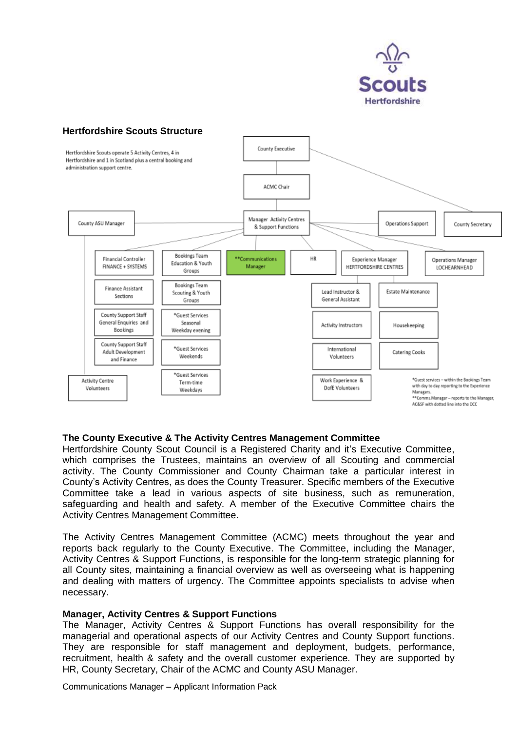## Hertfordshire Scouts Structure

Hertfordshire Scouts operate 5 Activity Centres, 4 in Hertfordshire and 1 in Scotland plus a central booking and administration support centre.

County Executive

ACMC Chair

County ASU Manager

Manager Activity Centres & Support Functions

Operations Support

County Secretary

Financial Controller FINANCE + SYSTEMS

Bookings Team Education & Youth Groups

**Communications Manager

HR

Experience Manager HERTFORDSHIRE CENTRES

Operations Manager LOCHEARNHEAD

Finance Assistant Sections

Bookings Team Scouting & Youth Groups

Lead Instructor & General Assistant

Estate Maintenance

County Support Staff General Enquiries and Bookings

*Guest Services Seasonal Weekday evening

Activity Instructors

Housekeeping

County Support Staff Adult Development and Finance

*Guest Services Weekends

International Volunteers

Catering Cooks

Activity Centre Volunteers

*Guest Services Term-time Weekdays

Work Experience & DofE Volunteers

*Guest services – within the Bookings Team with day to day reporting to the Experience Managers.
**Comms Manager – reports to the Manager, AC&SF with dotted line into the DCC

**The County Executive & The Activity Centres Management Committee**
Hertfordshire County Scout Council is a Registered Charity and it's Executive Committee, which comprises the Trustees, maintains an overview of all Scouting and commercial activity. The County Commissioner and County Chairman take a particular interest in County's Activity Centres, as does the County Treasurer. Specific members of the Executive Committee take a lead in various aspects of site business, such as remuneration, safeguarding and health and safety. A member of the Executive Committee chairs the Activity Centres Management Committee.

The Activity Centres Management Committee (ACMC) meets throughout the year and reports back regularly to the County Executive. The Committee, including the Manager, Activity Centres & Support Functions, is responsible for the long-term strategic planning for all County sites, maintaining a financial overview as well as overseeing what is happening and dealing with matters of urgency. The Committee appoints specialists to advise when necessary.

**Manager, Activity Centres & Support Functions**
The Manager, Activity Centres & Support Functions has overall responsibility for the managerial and operational aspects of our Activity Centres and County Support functions. They are responsible for staff management and deployment, budgets, performance, recruitment, health & safety and the overall customer experience. They are supported by HR, County Secretary, Chair of the ACMC and County ASU Manager.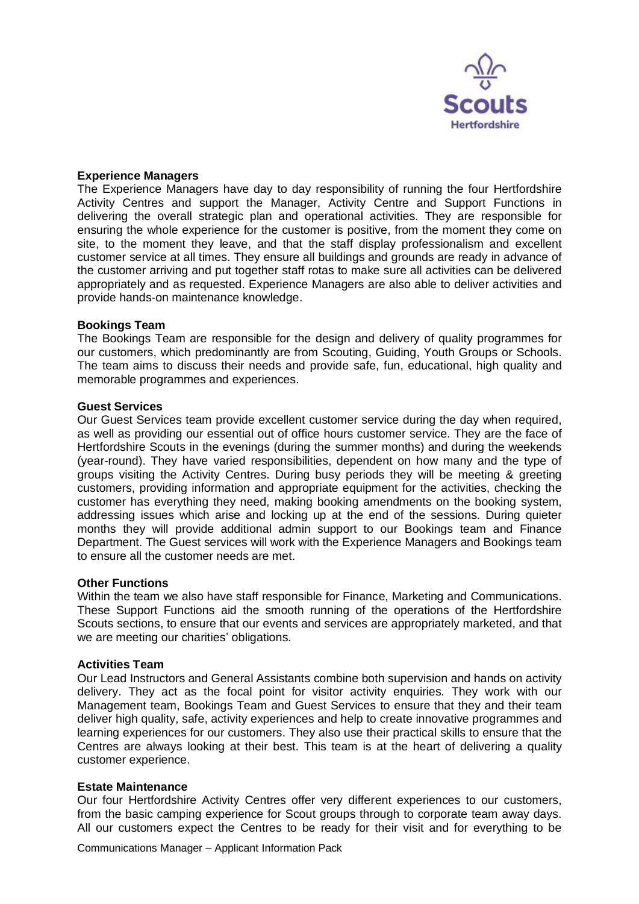**Experience Managers**

The Experience Managers have day to day responsibility of running the four Hertfordshire Activity Centres and support the Manager, Activity Centre and Support Functions in delivering the overall strategic plan and operational activities. They are responsible for ensuring the whole experience for the customer is positive, from the moment they come on site, to the moment they leave, and that the staff display professionalism and excellent customer service at all times. They ensure all buildings and grounds are ready in advance of the customer arriving and put together staff rotas to make sure all activities can be delivered appropriately and as requested. Experience Managers are also able to deliver activities and provide hands-on maintenance knowledge.

**Bookings Team**

The Bookings Team are responsible for the design and delivery of quality programmes for our customers, which predominantly are from Scouting, Guiding, Youth Groups or Schools. The team aims to discuss their needs and provide safe, fun, educational, high quality and memorable programmes and experiences.

**Guest Services**

Our Guest Services team provide excellent customer service during the day when required, as well as providing our essential out of office hours customer service. They are the face of Hertfordshire Scouts in the evenings (during the summer months) and during the weekends (year-round). They have varied responsibilities, dependent on how many and the type of groups visiting the Activity Centres. During busy periods they will be meeting & greeting customers, providing information and appropriate equipment for the activities, checking the customer has everything they need, making booking amendments on the booking system, addressing issues which arise and locking up at the end of the sessions. During quieter months they will provide additional admin support to our Bookings team and Finance Department. The Guest services will work with the Experience Managers and Bookings team to ensure all the customer needs are met.

**Other Functions**

Within the team we also have staff responsible for Finance, Marketing and Communications. These Support Functions aid the smooth running of the operations of the Hertfordshire Scouts sections, to ensure that our events and services are appropriately marketed, and that we are meeting our charities' obligations.

**Activities Team**

Our Lead Instructors and General Assistants combine both supervision and hands on activity delivery. They act as the focal point for visitor activity enquiries. They work with our Management team, Bookings Team and Guest Services to ensure that they and their team deliver high quality, safe, activity experiences and help to create innovative programmes and learning experiences for our customers. They also use their practical skills to ensure that the Centres are always looking at their best. This team is at the heart of delivering a quality customer experience.

**Estate Maintenance**

Our four Hertfordshire Activity Centres offer very different experiences to our customers, from the basic camping experience for Scout groups through to corporate team away days. All our customers expect the Centres to be ready for their visit and for everything to be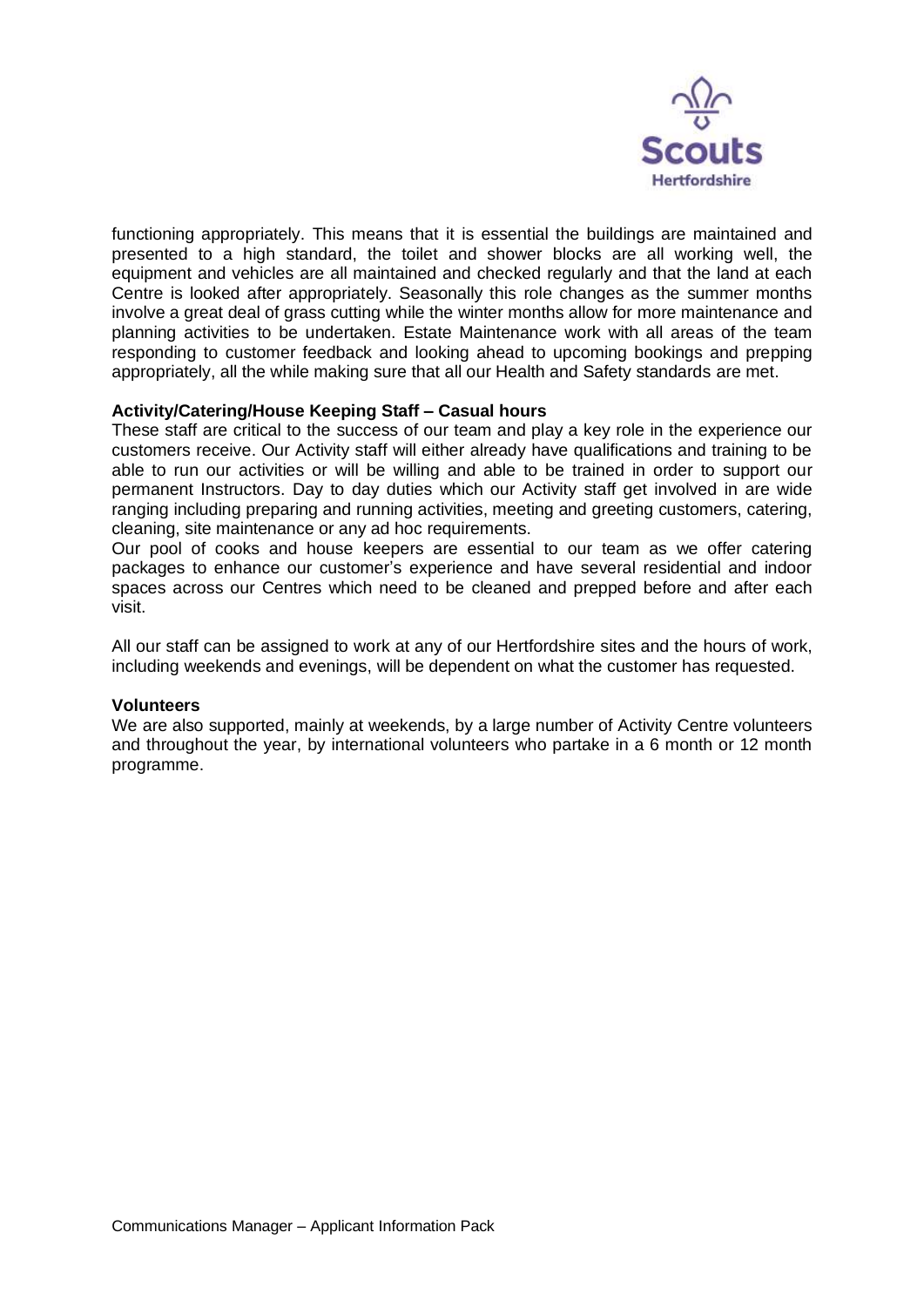functioning appropriately. This means that it is essential the buildings are maintained and presented to a high standard, the toilet and shower blocks are all working well, the equipment and vehicles are all maintained and checked regularly and that the land at each Centre is looked after appropriately. Seasonally this role changes as the summer months involve a great deal of grass cutting while the winter months allow for more maintenance and planning activities to be undertaken. Estate Maintenance work with all areas of the team responding to customer feedback and looking ahead to upcoming bookings and prepping appropriately, all the while making sure that all our Health and Safety standards are met.

**Activity/Catering/House Keeping Staff – Casual hours**

These staff are critical to the success of our team and play a key role in the experience our customers receive. Our Activity staff will either already have qualifications and training to be able to run our activities or will be willing and able to be trained in order to support our permanent Instructors. Day to day duties which our Activity staff get involved in are wide ranging including preparing and running activities, meeting and greeting customers, catering, cleaning, site maintenance or any ad hoc requirements.

Our pool of cooks and house keepers are essential to our team as we offer catering packages to enhance our customer's experience and have several residential and indoor spaces across our Centres which need to be cleaned and prepped before and after each visit.

All our staff can be assigned to work at any of our Hertfordshire sites and the hours of work, including weekends and evenings, will be dependent on what the customer has requested.

**Volunteers**

We are also supported, mainly at weekends, by a large number of Activity Centre volunteers and throughout the year, by international volunteers who partake in a 6 month or 12 month programme.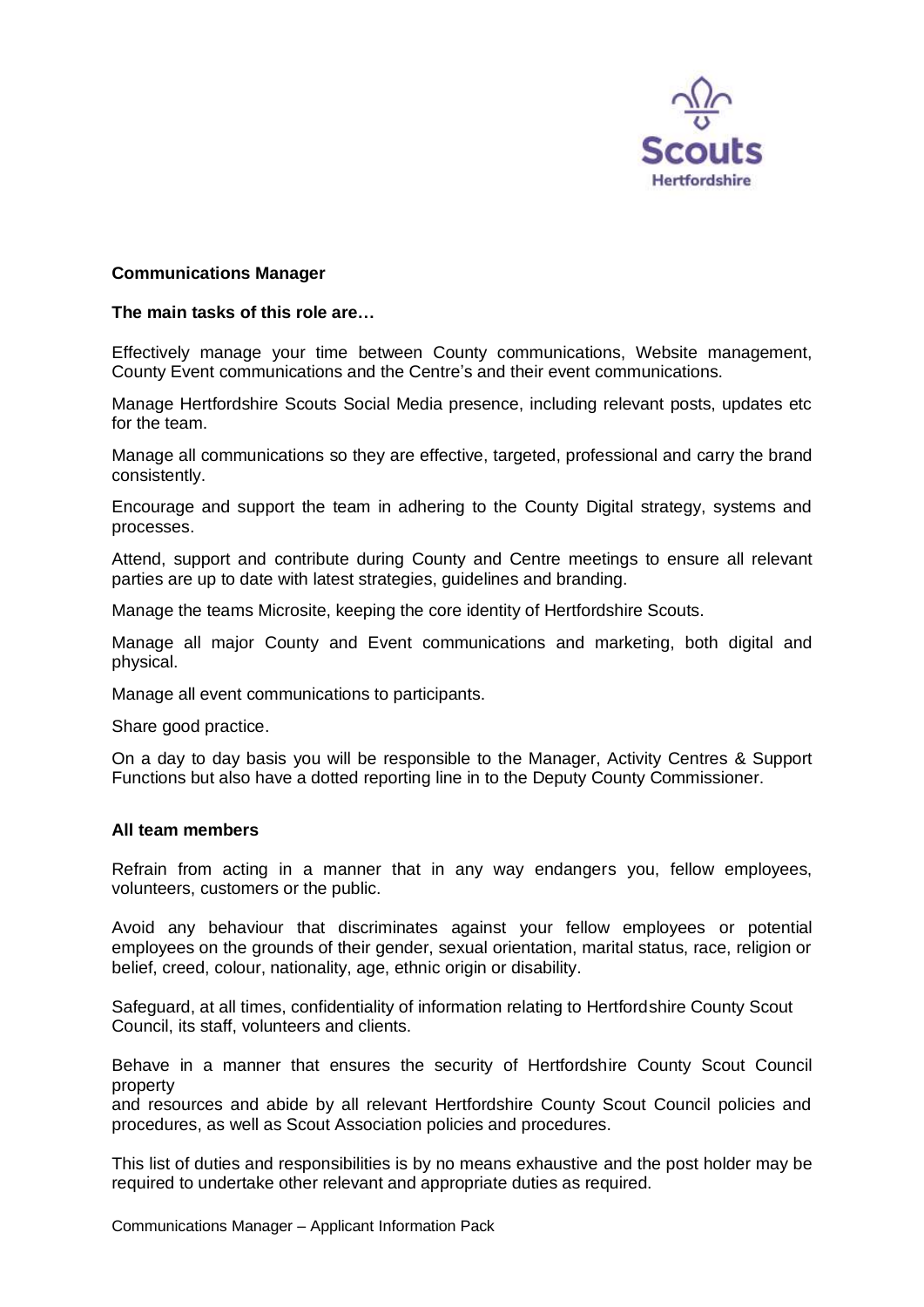**Communications Manager**

**The main tasks of this role are…**

Effectively manage your time between County communications, Website management, County Event communications and the Centre's and their event communications.

Manage Hertfordshire Scouts Social Media presence, including relevant posts, updates etc for the team.

Manage all communications so they are effective, targeted, professional and carry the brand consistently.

Encourage and support the team in adhering to the County Digital strategy, systems and processes.

Attend, support and contribute during County and Centre meetings to ensure all relevant parties are up to date with latest strategies, guidelines and branding.

Manage the teams Microsite, keeping the core identity of Hertfordshire Scouts.

Manage all major County and Event communications and marketing, both digital and physical.

Manage all event communications to participants.

Share good practice.

On a day to day basis you will be responsible to the Manager, Activity Centres & Support Functions but also have a dotted reporting line in to the Deputy County Commissioner.

**All team members**

Refrain from acting in a manner that in any way endangers you, fellow employees, volunteers, customers or the public.

Avoid any behaviour that discriminates against your fellow employees or potential employees on the grounds of their gender, sexual orientation, marital status, race, religion or belief, creed, colour, nationality, age, ethnic origin or disability.

Safeguard, at all times, confidentiality of information relating to Hertfordshire County Scout Council, its staff, volunteers and clients.

Behave in a manner that ensures the security of Hertfordshire County Scout Council property
and resources and abide by all relevant Hertfordshire County Scout Council policies and procedures, as well as Scout Association policies and procedures.

This list of duties and responsibilities is by no means exhaustive and the post holder may be required to undertake other relevant and appropriate duties as required.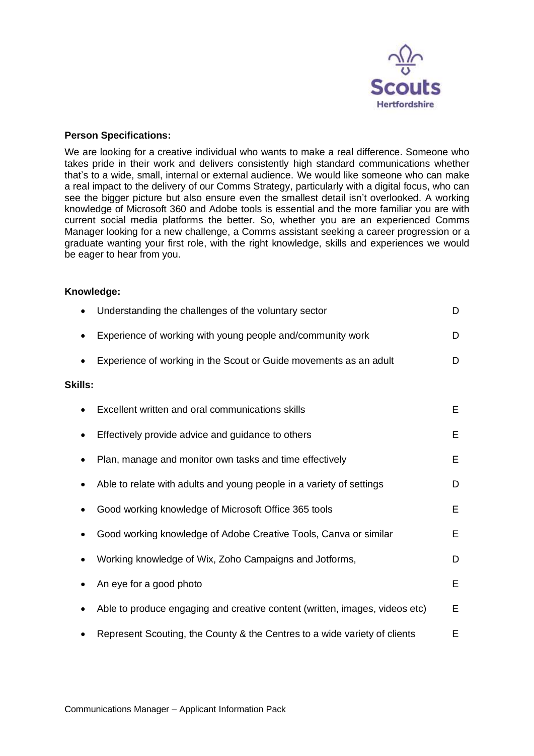**Person Specifications:**

We are looking for a creative individual who wants to make a real difference. Someone who takes pride in their work and delivers consistently high standard communications whether that's to a wide, small, internal or external audience. We would like someone who can make a real impact to the delivery of our Comms Strategy, particularly with a digital focus, who can see the bigger picture but also ensure even the smallest detail isn't overlooked. A working knowledge of Microsoft 360 and Adobe tools is essential and the more familiar you are with current social media platforms the better. So, whether you are an experienced Comms Manager looking for a new challenge, a Comms assistant seeking a career progression or a graduate wanting your first role, with the right knowledge, skills and experiences we would be eager to hear from you.

**Knowledge:**

| | |
|---|---|
| • Understanding the challenges of the voluntary sector | D |
| • Experience of working with young people and/community work | D |
| • Experience of working in the Scout or Guide movements as an adult | D |

**Skills:**

| | |
|---|---|
| • Excellent written and oral communications skills | E |
| • Effectively provide advice and guidance to others | E |
| • Plan, manage and monitor own tasks and time effectively | E |
| • Able to relate with adults and young people in a variety of settings | D |
| • Good working knowledge of Microsoft Office 365 tools | E |
| • Good working knowledge of Adobe Creative Tools, Canva or similar | E |
| • Working knowledge of Wix, Zoho Campaigns and Jotforms, | D |
| • An eye for a good photo | E |
| • Able to produce engaging and creative content (written, images, videos etc) | E |
| • Represent Scouting, the County & the Centres to a wide variety of clients | E |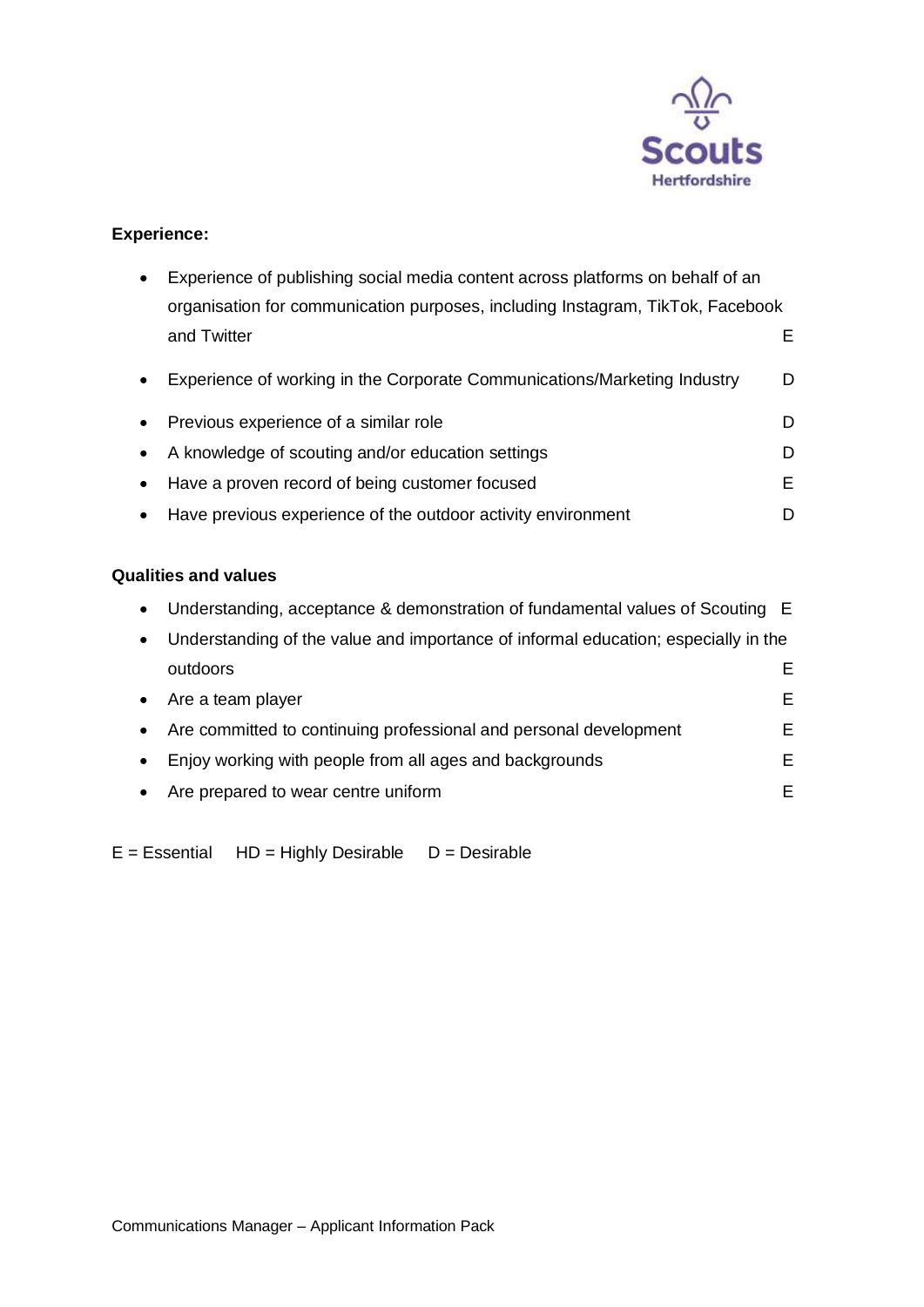**Experience:**

- Experience of publishing social media content across platforms on behalf of an organisation for communication purposes, including Instagram, TikTok, Facebook and Twitter — E
- Experience of working in the Corporate Communications/Marketing Industry — D
- Previous experience of a similar role — D
- A knowledge of scouting and/or education settings — D
- Have a proven record of being customer focused — E
- Have previous experience of the outdoor activity environment — D

**Qualities and values**

- Understanding, acceptance & demonstration of fundamental values of Scouting — E
- Understanding of the value and importance of informal education; especially in the outdoors — E
- Are a team player — E
- Are committed to continuing professional and personal development — E
- Enjoy working with people from all ages and backgrounds — E
- Are prepared to wear centre uniform — E

E = Essential HD = Highly Desirable D = Desirable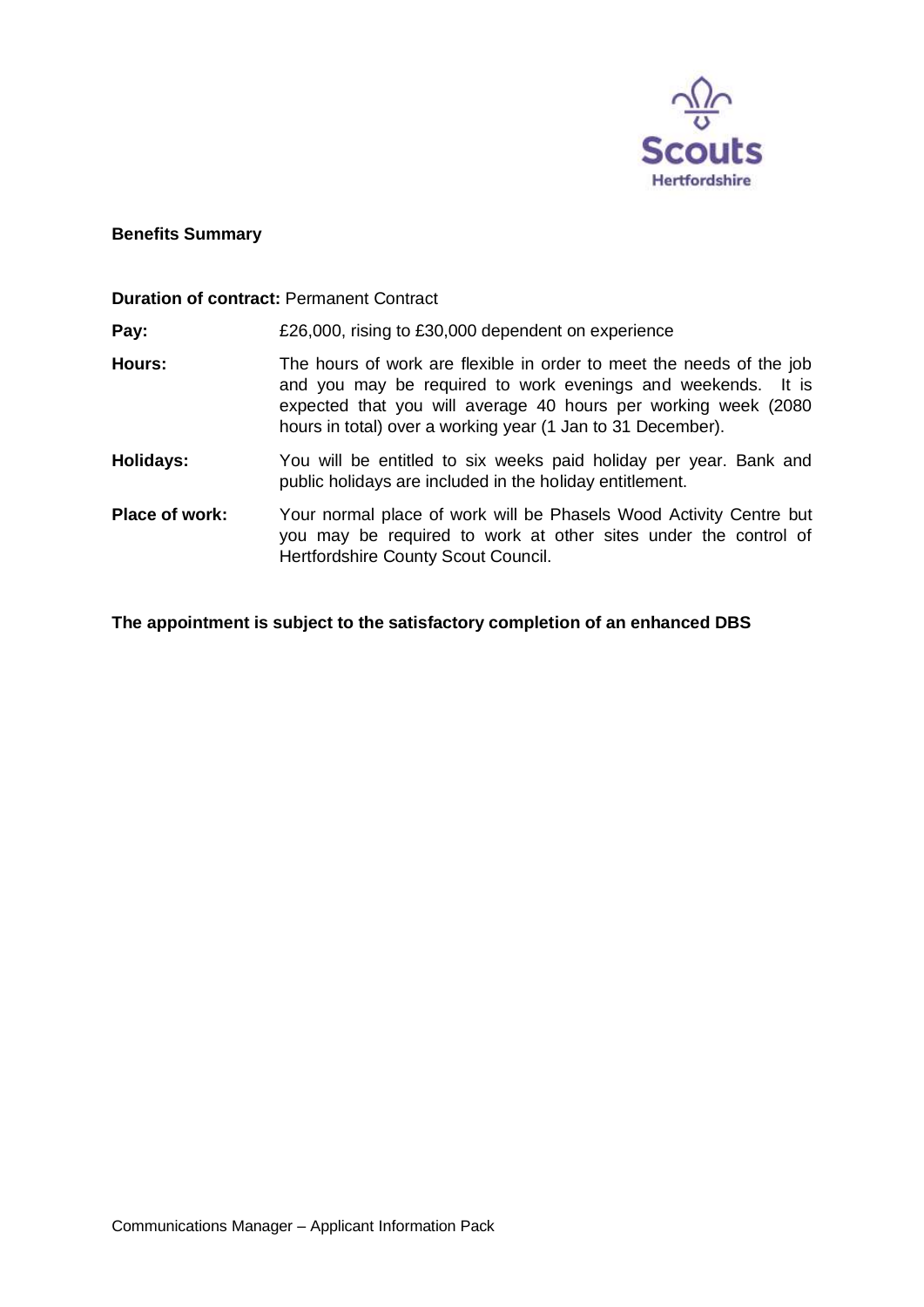**Benefits Summary**

**Duration of contract:** Permanent Contract

**Pay:** £26,000, rising to £30,000 dependent on experience

**Hours:** The hours of work are flexible in order to meet the needs of the job and you may be required to work evenings and weekends. It is expected that you will average 40 hours per working week (2080 hours in total) over a working year (1 Jan to 31 December).

**Holidays:** You will be entitled to six weeks paid holiday per year. Bank and public holidays are included in the holiday entitlement.

**Place of work:** Your normal place of work will be Phasels Wood Activity Centre but you may be required to work at other sites under the control of Hertfordshire County Scout Council.

**The appointment is subject to the satisfactory completion of an enhanced DBS**